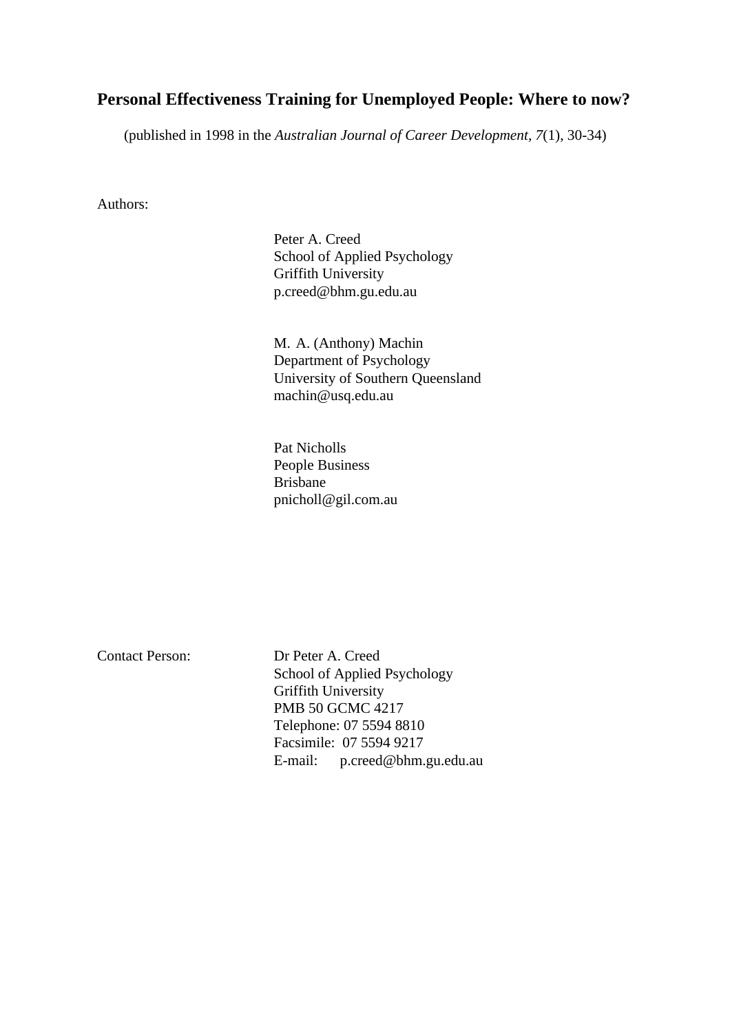# Personal Effectiveness Training for Unemployed People: Where to now?

(published in 1998 in the *Australian Journal of Career Development*, *7*(1), 30-34)

Authors:

Peter A. Creed
School of Applied Psychology
Griffith University
p.creed@bhm.gu.edu.au

M. A. (Anthony) Machin
Department of Psychology
University of Southern Queensland
machin@usq.edu.au

Pat Nicholls
People Business
Brisbane
pnicholl@gil.com.au

Contact Person:

Dr Peter A. Creed
School of Applied Psychology
Griffith University
PMB 50 GCMC 4217
Telephone: 07 5594 8810
Facsimile: 07 5594 9217
E-mail: p.creed@bhm.gu.edu.au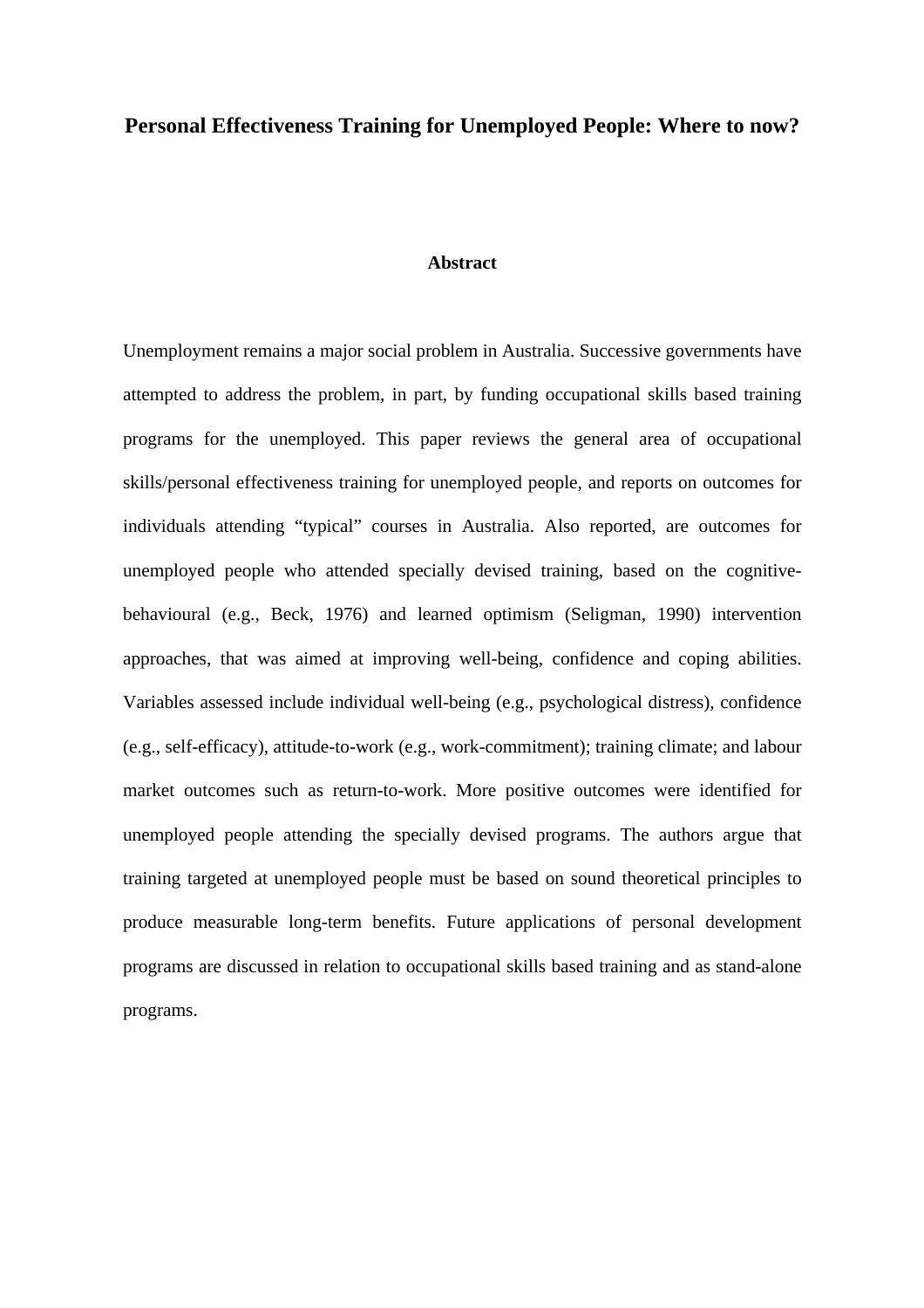# Personal Effectiveness Training for Unemployed People: Where to now?

## Abstract

Unemployment remains a major social problem in Australia. Successive governments have attempted to address the problem, in part, by funding occupational skills based training programs for the unemployed. This paper reviews the general area of occupational skills/personal effectiveness training for unemployed people, and reports on outcomes for individuals attending "typical" courses in Australia. Also reported, are outcomes for unemployed people who attended specially devised training, based on the cognitive-behavioural (e.g., Beck, 1976) and learned optimism (Seligman, 1990) intervention approaches, that was aimed at improving well-being, confidence and coping abilities. Variables assessed include individual well-being (e.g., psychological distress), confidence (e.g., self-efficacy), attitude-to-work (e.g., work-commitment); training climate; and labour market outcomes such as return-to-work. More positive outcomes were identified for unemployed people attending the specially devised programs. The authors argue that training targeted at unemployed people must be based on sound theoretical principles to produce measurable long-term benefits. Future applications of personal development programs are discussed in relation to occupational skills based training and as stand-alone programs.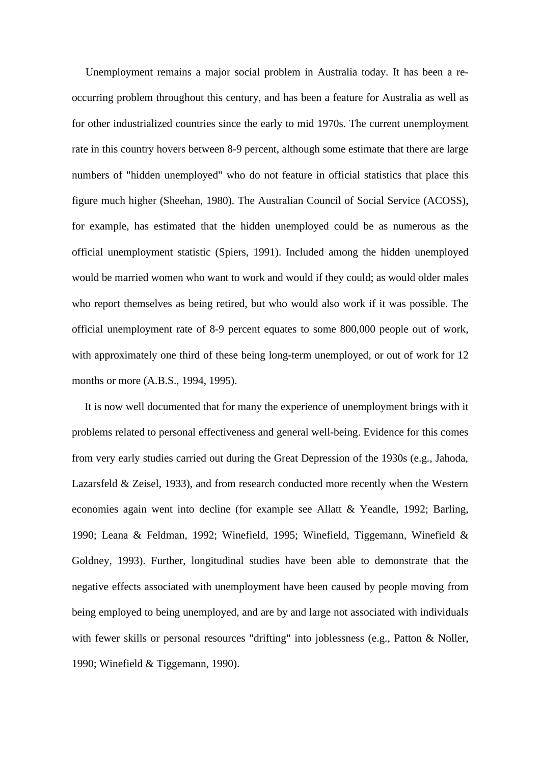Unemployment remains a major social problem in Australia today. It has been a re-occurring problem throughout this century, and has been a feature for Australia as well as for other industrialized countries since the early to mid 1970s. The current unemployment rate in this country hovers between 8-9 percent, although some estimate that there are large numbers of "hidden unemployed" who do not feature in official statistics that place this figure much higher (Sheehan, 1980). The Australian Council of Social Service (ACOSS), for example, has estimated that the hidden unemployed could be as numerous as the official unemployment statistic (Spiers, 1991). Included among the hidden unemployed would be married women who want to work and would if they could; as would older males who report themselves as being retired, but who would also work if it was possible. The official unemployment rate of 8-9 percent equates to some 800,000 people out of work, with approximately one third of these being long-term unemployed, or out of work for 12 months or more (A.B.S., 1994, 1995).

It is now well documented that for many the experience of unemployment brings with it problems related to personal effectiveness and general well-being. Evidence for this comes from very early studies carried out during the Great Depression of the 1930s (e.g., Jahoda, Lazarsfeld & Zeisel, 1933), and from research conducted more recently when the Western economies again went into decline (for example see Allatt & Yeandle, 1992; Barling, 1990; Leana & Feldman, 1992; Winefield, 1995; Winefield, Tiggemann, Winefield & Goldney, 1993). Further, longitudinal studies have been able to demonstrate that the negative effects associated with unemployment have been caused by people moving from being employed to being unemployed, and are by and large not associated with individuals with fewer skills or personal resources "drifting" into joblessness (e.g., Patton & Noller, 1990; Winefield & Tiggemann, 1990).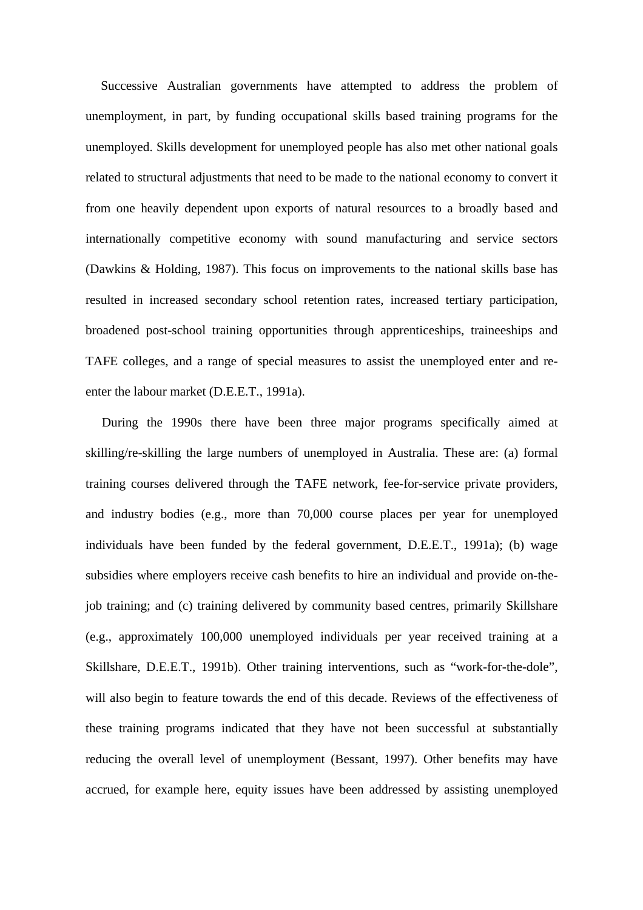Successive Australian governments have attempted to address the problem of unemployment, in part, by funding occupational skills based training programs for the unemployed. Skills development for unemployed people has also met other national goals related to structural adjustments that need to be made to the national economy to convert it from one heavily dependent upon exports of natural resources to a broadly based and internationally competitive economy with sound manufacturing and service sectors (Dawkins & Holding, 1987). This focus on improvements to the national skills base has resulted in increased secondary school retention rates, increased tertiary participation, broadened post-school training opportunities through apprenticeships, traineeships and TAFE colleges, and a range of special measures to assist the unemployed enter and re-enter the labour market (D.E.E.T., 1991a).

During the 1990s there have been three major programs specifically aimed at skilling/re-skilling the large numbers of unemployed in Australia. These are: (a) formal training courses delivered through the TAFE network, fee-for-service private providers, and industry bodies (e.g., more than 70,000 course places per year for unemployed individuals have been funded by the federal government, D.E.E.T., 1991a); (b) wage subsidies where employers receive cash benefits to hire an individual and provide on-the-job training; and (c) training delivered by community based centres, primarily Skillshare (e.g., approximately 100,000 unemployed individuals per year received training at a Skillshare, D.E.E.T., 1991b). Other training interventions, such as "work-for-the-dole", will also begin to feature towards the end of this decade. Reviews of the effectiveness of these training programs indicated that they have not been successful at substantially reducing the overall level of unemployment (Bessant, 1997). Other benefits may have accrued, for example here, equity issues have been addressed by assisting unemployed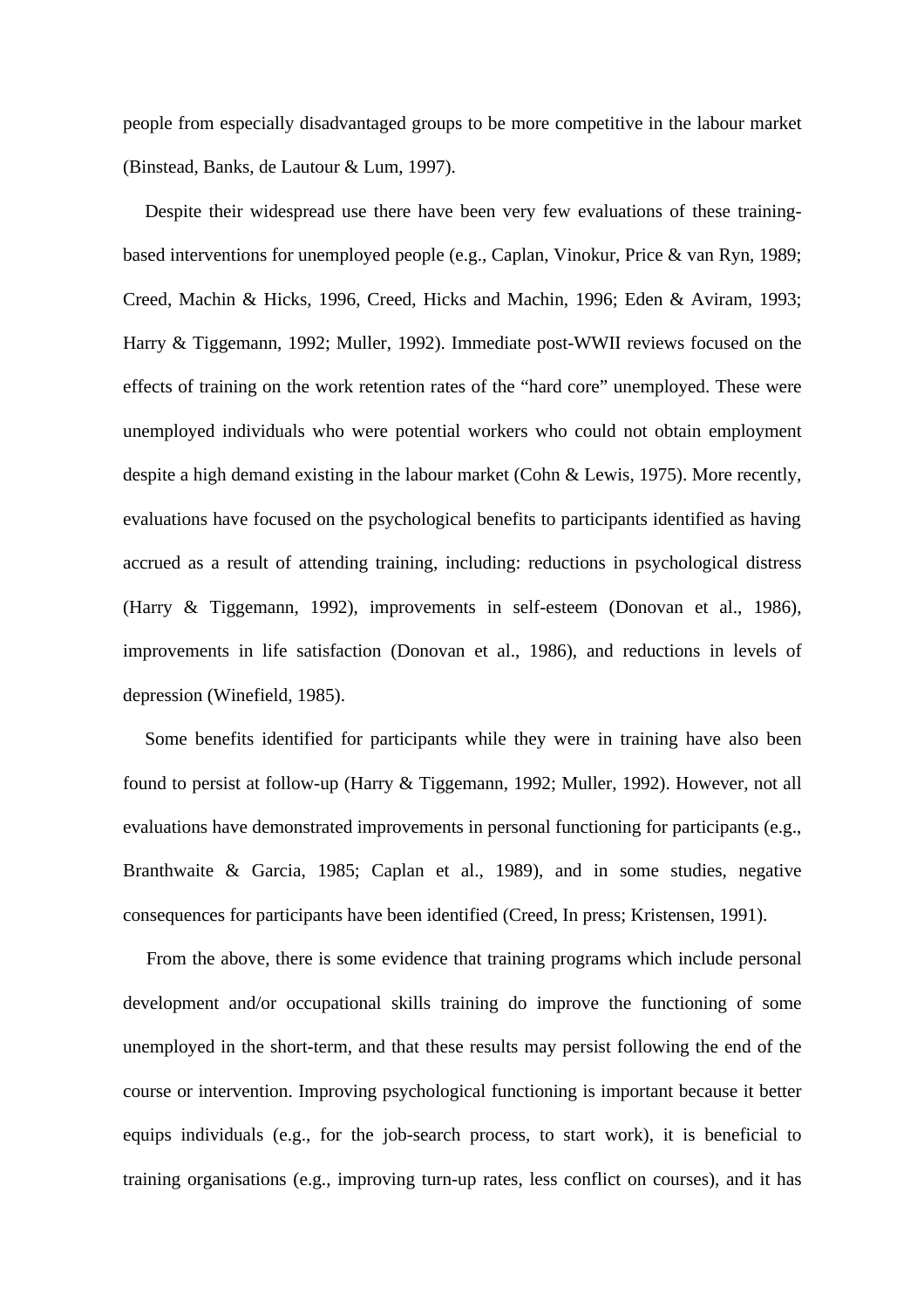people from especially disadvantaged groups to be more competitive in the labour market (Binstead, Banks, de Lautour & Lum, 1997).

Despite their widespread use there have been very few evaluations of these training-based interventions for unemployed people (e.g., Caplan, Vinokur, Price & van Ryn, 1989; Creed, Machin & Hicks, 1996, Creed, Hicks and Machin, 1996; Eden & Aviram, 1993; Harry & Tiggemann, 1992; Muller, 1992). Immediate post-WWII reviews focused on the effects of training on the work retention rates of the "hard core" unemployed. These were unemployed individuals who were potential workers who could not obtain employment despite a high demand existing in the labour market (Cohn & Lewis, 1975). More recently, evaluations have focused on the psychological benefits to participants identified as having accrued as a result of attending training, including: reductions in psychological distress (Harry & Tiggemann, 1992), improvements in self-esteem (Donovan et al., 1986), improvements in life satisfaction (Donovan et al., 1986), and reductions in levels of depression (Winefield, 1985).

Some benefits identified for participants while they were in training have also been found to persist at follow-up (Harry & Tiggemann, 1992; Muller, 1992). However, not all evaluations have demonstrated improvements in personal functioning for participants (e.g., Branthwaite & Garcia, 1985; Caplan et al., 1989), and in some studies, negative consequences for participants have been identified (Creed, In press; Kristensen, 1991).

From the above, there is some evidence that training programs which include personal development and/or occupational skills training do improve the functioning of some unemployed in the short-term, and that these results may persist following the end of the course or intervention. Improving psychological functioning is important because it better equips individuals (e.g., for the job-search process, to start work), it is beneficial to training organisations (e.g., improving turn-up rates, less conflict on courses), and it has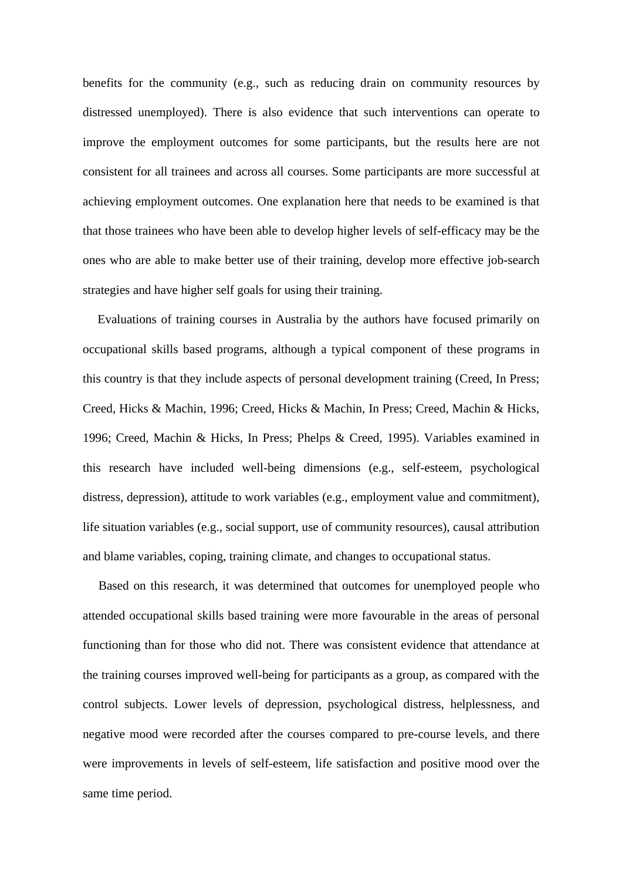benefits for the community (e.g., such as reducing drain on community resources by distressed unemployed). There is also evidence that such interventions can operate to improve the employment outcomes for some participants, but the results here are not consistent for all trainees and across all courses. Some participants are more successful at achieving employment outcomes. One explanation here that needs to be examined is that that those trainees who have been able to develop higher levels of self-efficacy may be the ones who are able to make better use of their training, develop more effective job-search strategies and have higher self goals for using their training.

Evaluations of training courses in Australia by the authors have focused primarily on occupational skills based programs, although a typical component of these programs in this country is that they include aspects of personal development training (Creed, In Press; Creed, Hicks & Machin, 1996; Creed, Hicks & Machin, In Press; Creed, Machin & Hicks, 1996; Creed, Machin & Hicks, In Press; Phelps & Creed, 1995). Variables examined in this research have included well-being dimensions (e.g., self-esteem, psychological distress, depression), attitude to work variables (e.g., employment value and commitment), life situation variables (e.g., social support, use of community resources), causal attribution and blame variables, coping, training climate, and changes to occupational status.

Based on this research, it was determined that outcomes for unemployed people who attended occupational skills based training were more favourable in the areas of personal functioning than for those who did not. There was consistent evidence that attendance at the training courses improved well-being for participants as a group, as compared with the control subjects. Lower levels of depression, psychological distress, helplessness, and negative mood were recorded after the courses compared to pre-course levels, and there were improvements in levels of self-esteem, life satisfaction and positive mood over the same time period.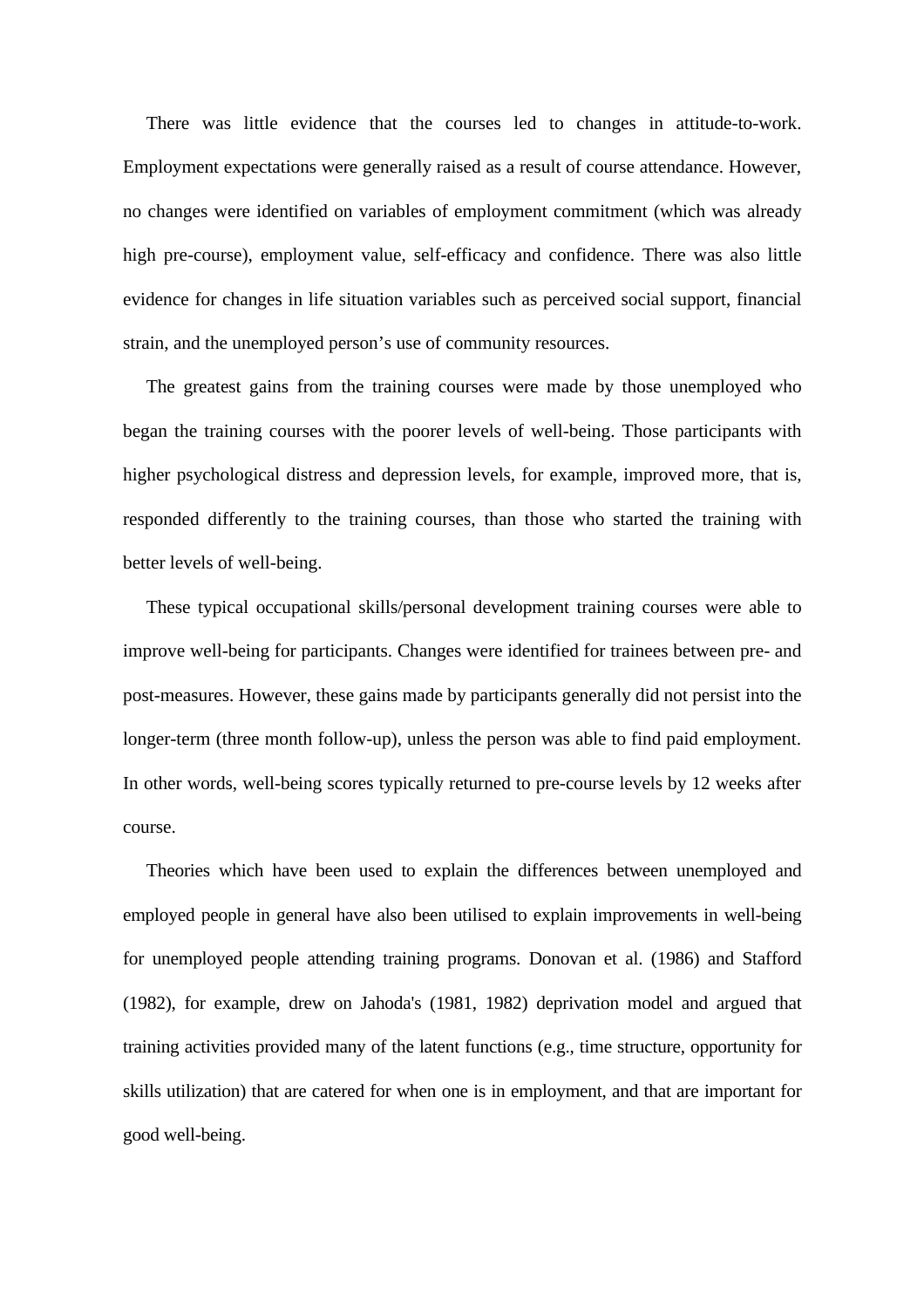There was little evidence that the courses led to changes in attitude-to-work. Employment expectations were generally raised as a result of course attendance. However, no changes were identified on variables of employment commitment (which was already high pre-course), employment value, self-efficacy and confidence. There was also little evidence for changes in life situation variables such as perceived social support, financial strain, and the unemployed person's use of community resources.

The greatest gains from the training courses were made by those unemployed who began the training courses with the poorer levels of well-being. Those participants with higher psychological distress and depression levels, for example, improved more, that is, responded differently to the training courses, than those who started the training with better levels of well-being.

These typical occupational skills/personal development training courses were able to improve well-being for participants. Changes were identified for trainees between pre- and post-measures. However, these gains made by participants generally did not persist into the longer-term (three month follow-up), unless the person was able to find paid employment. In other words, well-being scores typically returned to pre-course levels by 12 weeks after course.

Theories which have been used to explain the differences between unemployed and employed people in general have also been utilised to explain improvements in well-being for unemployed people attending training programs. Donovan et al. (1986) and Stafford (1982), for example, drew on Jahoda's (1981, 1982) deprivation model and argued that training activities provided many of the latent functions (e.g., time structure, opportunity for skills utilization) that are catered for when one is in employment, and that are important for good well-being.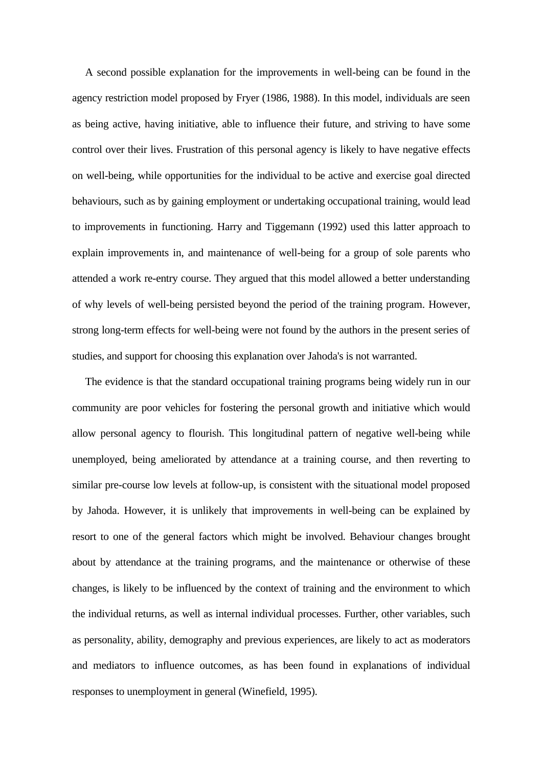A second possible explanation for the improvements in well-being can be found in the agency restriction model proposed by Fryer (1986, 1988). In this model, individuals are seen as being active, having initiative, able to influence their future, and striving to have some control over their lives. Frustration of this personal agency is likely to have negative effects on well-being, while opportunities for the individual to be active and exercise goal directed behaviours, such as by gaining employment or undertaking occupational training, would lead to improvements in functioning. Harry and Tiggemann (1992) used this latter approach to explain improvements in, and maintenance of well-being for a group of sole parents who attended a work re-entry course. They argued that this model allowed a better understanding of why levels of well-being persisted beyond the period of the training program. However, strong long-term effects for well-being were not found by the authors in the present series of studies, and support for choosing this explanation over Jahoda's is not warranted.

The evidence is that the standard occupational training programs being widely run in our community are poor vehicles for fostering the personal growth and initiative which would allow personal agency to flourish. This longitudinal pattern of negative well-being while unemployed, being ameliorated by attendance at a training course, and then reverting to similar pre-course low levels at follow-up, is consistent with the situational model proposed by Jahoda. However, it is unlikely that improvements in well-being can be explained by resort to one of the general factors which might be involved. Behaviour changes brought about by attendance at the training programs, and the maintenance or otherwise of these changes, is likely to be influenced by the context of training and the environment to which the individual returns, as well as internal individual processes. Further, other variables, such as personality, ability, demography and previous experiences, are likely to act as moderators and mediators to influence outcomes, as has been found in explanations of individual responses to unemployment in general (Winefield, 1995).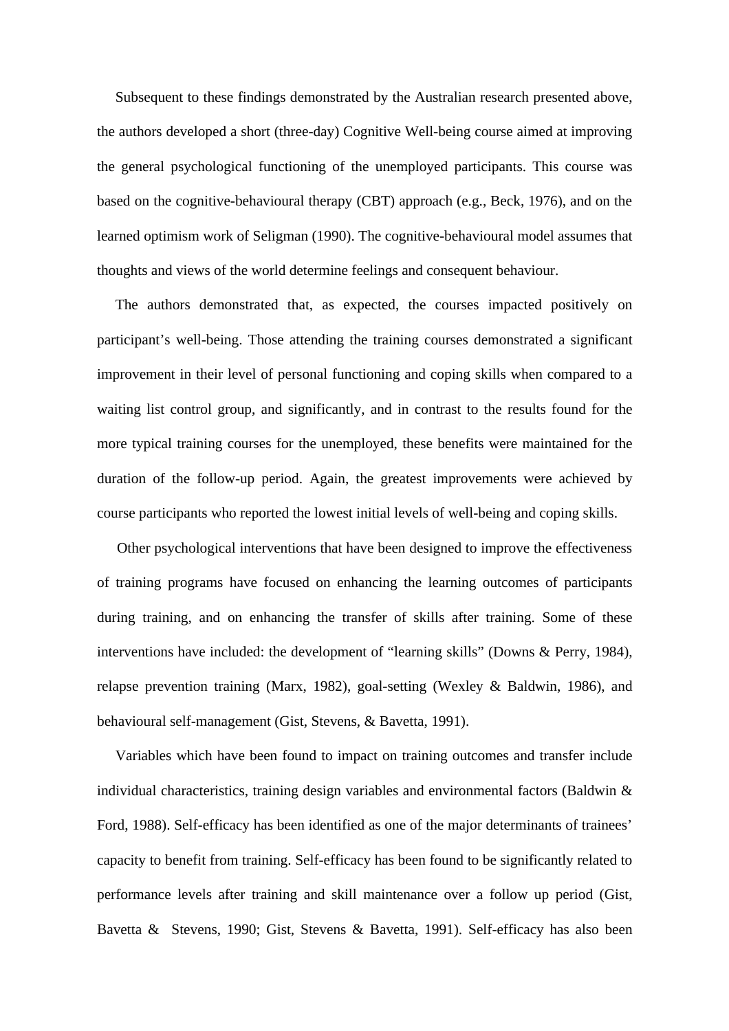Subsequent to these findings demonstrated by the Australian research presented above, the authors developed a short (three-day) Cognitive Well-being course aimed at improving the general psychological functioning of the unemployed participants. This course was based on the cognitive-behavioural therapy (CBT) approach (e.g., Beck, 1976), and on the learned optimism work of Seligman (1990). The cognitive-behavioural model assumes that thoughts and views of the world determine feelings and consequent behaviour.

The authors demonstrated that, as expected, the courses impacted positively on participant's well-being. Those attending the training courses demonstrated a significant improvement in their level of personal functioning and coping skills when compared to a waiting list control group, and significantly, and in contrast to the results found for the more typical training courses for the unemployed, these benefits were maintained for the duration of the follow-up period. Again, the greatest improvements were achieved by course participants who reported the lowest initial levels of well-being and coping skills.

Other psychological interventions that have been designed to improve the effectiveness of training programs have focused on enhancing the learning outcomes of participants during training, and on enhancing the transfer of skills after training. Some of these interventions have included: the development of "learning skills" (Downs & Perry, 1984), relapse prevention training (Marx, 1982), goal-setting (Wexley & Baldwin, 1986), and behavioural self-management (Gist, Stevens, & Bavetta, 1991).

Variables which have been found to impact on training outcomes and transfer include individual characteristics, training design variables and environmental factors (Baldwin & Ford, 1988). Self-efficacy has been identified as one of the major determinants of trainees' capacity to benefit from training. Self-efficacy has been found to be significantly related to performance levels after training and skill maintenance over a follow up period (Gist, Bavetta & Stevens, 1990; Gist, Stevens & Bavetta, 1991). Self-efficacy has also been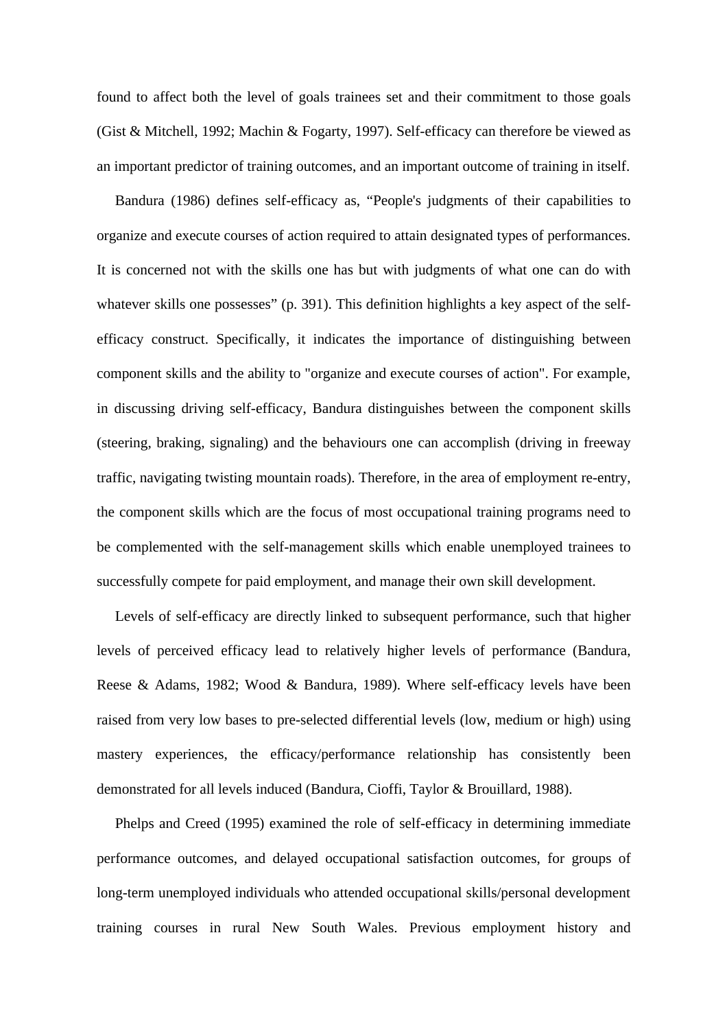found to affect both the level of goals trainees set and their commitment to those goals (Gist & Mitchell, 1992; Machin & Fogarty, 1997). Self-efficacy can therefore be viewed as an important predictor of training outcomes, and an important outcome of training in itself.

Bandura (1986) defines self-efficacy as, “People's judgments of their capabilities to organize and execute courses of action required to attain designated types of performances. It is concerned not with the skills one has but with judgments of what one can do with whatever skills one possesses” (p. 391). This definition highlights a key aspect of the self-efficacy construct. Specifically, it indicates the importance of distinguishing between component skills and the ability to "organize and execute courses of action". For example, in discussing driving self-efficacy, Bandura distinguishes between the component skills (steering, braking, signaling) and the behaviours one can accomplish (driving in freeway traffic, navigating twisting mountain roads). Therefore, in the area of employment re-entry, the component skills which are the focus of most occupational training programs need to be complemented with the self-management skills which enable unemployed trainees to successfully compete for paid employment, and manage their own skill development.

Levels of self-efficacy are directly linked to subsequent performance, such that higher levels of perceived efficacy lead to relatively higher levels of performance (Bandura, Reese & Adams, 1982; Wood & Bandura, 1989). Where self-efficacy levels have been raised from very low bases to pre-selected differential levels (low, medium or high) using mastery experiences, the efficacy/performance relationship has consistently been demonstrated for all levels induced (Bandura, Cioffi, Taylor & Brouillard, 1988).

Phelps and Creed (1995) examined the role of self-efficacy in determining immediate performance outcomes, and delayed occupational satisfaction outcomes, for groups of long-term unemployed individuals who attended occupational skills/personal development training courses in rural New South Wales. Previous employment history and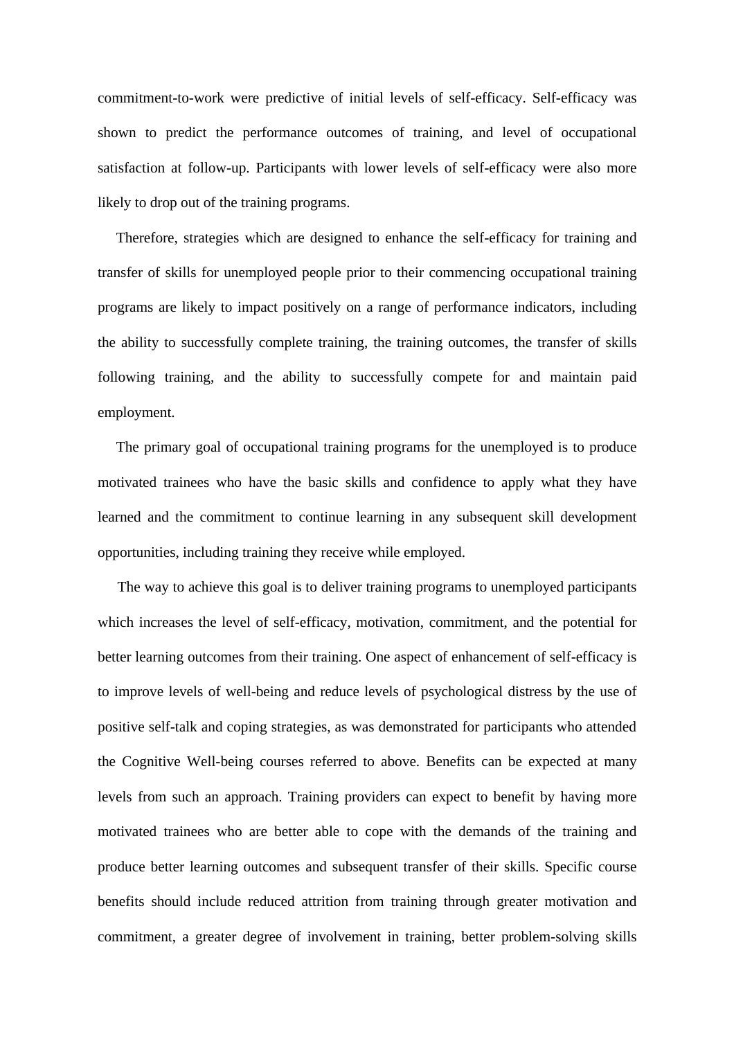commitment-to-work were predictive of initial levels of self-efficacy. Self-efficacy was shown to predict the performance outcomes of training, and level of occupational satisfaction at follow-up. Participants with lower levels of self-efficacy were also more likely to drop out of the training programs.

Therefore, strategies which are designed to enhance the self-efficacy for training and transfer of skills for unemployed people prior to their commencing occupational training programs are likely to impact positively on a range of performance indicators, including the ability to successfully complete training, the training outcomes, the transfer of skills following training, and the ability to successfully compete for and maintain paid employment.

The primary goal of occupational training programs for the unemployed is to produce motivated trainees who have the basic skills and confidence to apply what they have learned and the commitment to continue learning in any subsequent skill development opportunities, including training they receive while employed.

The way to achieve this goal is to deliver training programs to unemployed participants which increases the level of self-efficacy, motivation, commitment, and the potential for better learning outcomes from their training. One aspect of enhancement of self-efficacy is to improve levels of well-being and reduce levels of psychological distress by the use of positive self-talk and coping strategies, as was demonstrated for participants who attended the Cognitive Well-being courses referred to above. Benefits can be expected at many levels from such an approach. Training providers can expect to benefit by having more motivated trainees who are better able to cope with the demands of the training and produce better learning outcomes and subsequent transfer of their skills. Specific course benefits should include reduced attrition from training through greater motivation and commitment, a greater degree of involvement in training, better problem-solving skills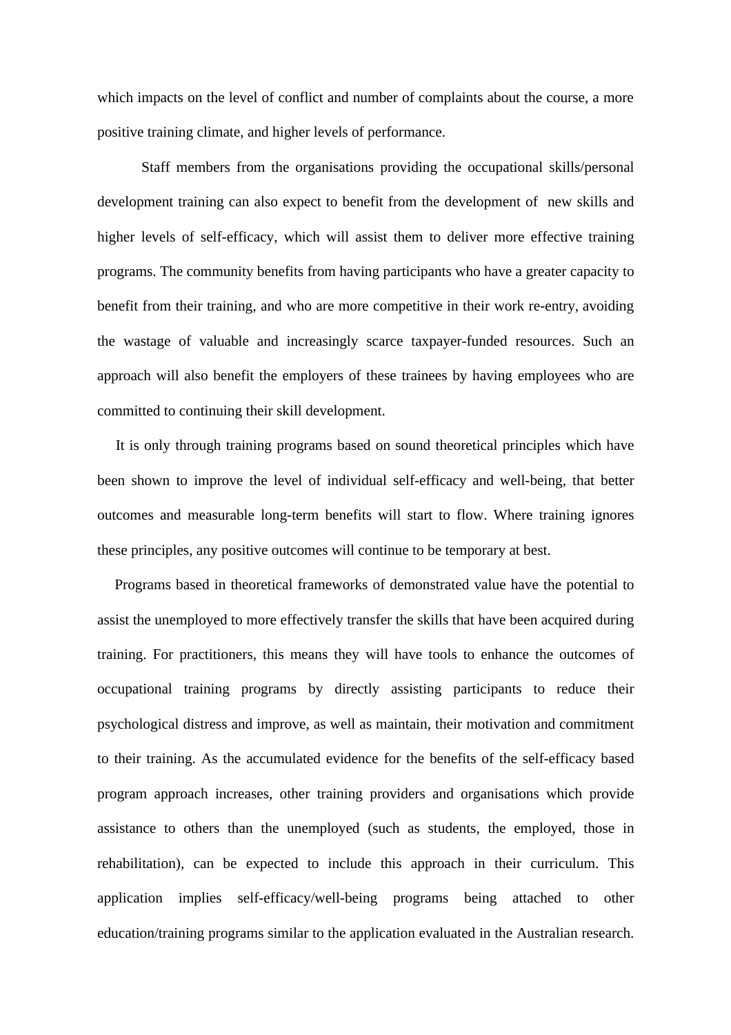which impacts on the level of conflict and number of complaints about the course, a more positive training climate, and higher levels of performance.

Staff members from the organisations providing the occupational skills/personal development training can also expect to benefit from the development of new skills and higher levels of self-efficacy, which will assist them to deliver more effective training programs. The community benefits from having participants who have a greater capacity to benefit from their training, and who are more competitive in their work re-entry, avoiding the wastage of valuable and increasingly scarce taxpayer-funded resources. Such an approach will also benefit the employers of these trainees by having employees who are committed to continuing their skill development.

It is only through training programs based on sound theoretical principles which have been shown to improve the level of individual self-efficacy and well-being, that better outcomes and measurable long-term benefits will start to flow. Where training ignores these principles, any positive outcomes will continue to be temporary at best.

Programs based in theoretical frameworks of demonstrated value have the potential to assist the unemployed to more effectively transfer the skills that have been acquired during training. For practitioners, this means they will have tools to enhance the outcomes of occupational training programs by directly assisting participants to reduce their psychological distress and improve, as well as maintain, their motivation and commitment to their training. As the accumulated evidence for the benefits of the self-efficacy based program approach increases, other training providers and organisations which provide assistance to others than the unemployed (such as students, the employed, those in rehabilitation), can be expected to include this approach in their curriculum. This application implies self-efficacy/well-being programs being attached to other education/training programs similar to the application evaluated in the Australian research.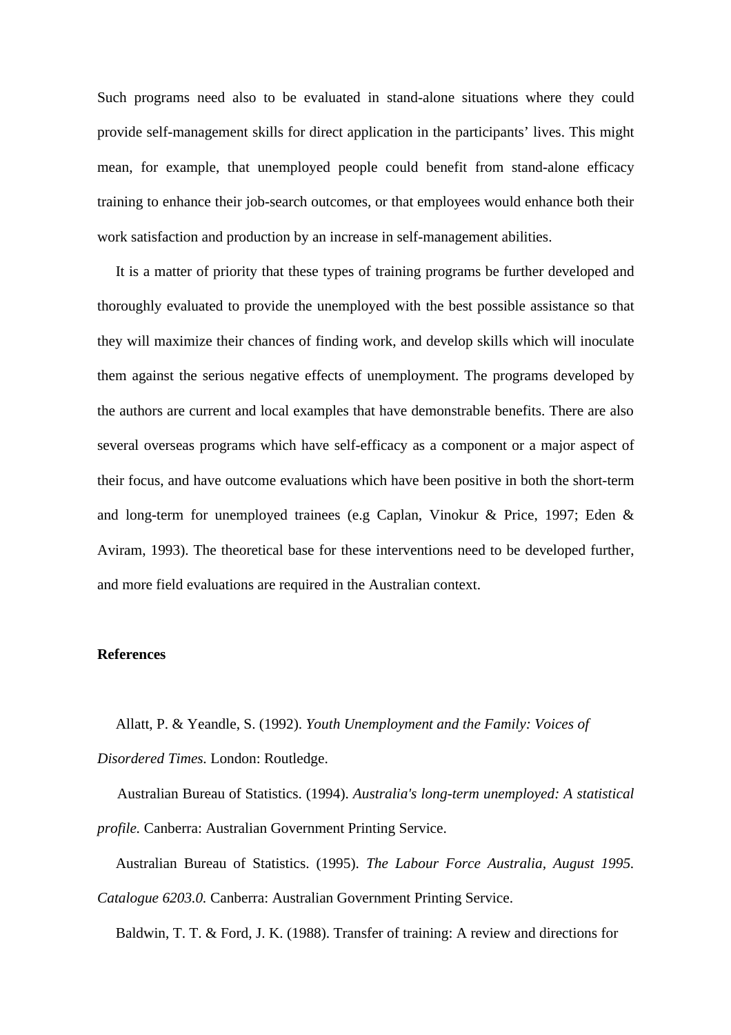Such programs need also to be evaluated in stand-alone situations where they could provide self-management skills for direct application in the participants' lives. This might mean, for example, that unemployed people could benefit from stand-alone efficacy training to enhance their job-search outcomes, or that employees would enhance both their work satisfaction and production by an increase in self-management abilities.

It is a matter of priority that these types of training programs be further developed and thoroughly evaluated to provide the unemployed with the best possible assistance so that they will maximize their chances of finding work, and develop skills which will inoculate them against the serious negative effects of unemployment. The programs developed by the authors are current and local examples that have demonstrable benefits. There are also several overseas programs which have self-efficacy as a component or a major aspect of their focus, and have outcome evaluations which have been positive in both the short-term and long-term for unemployed trainees (e.g Caplan, Vinokur & Price, 1997; Eden & Aviram, 1993). The theoretical base for these interventions need to be developed further, and more field evaluations are required in the Australian context.

**References**

Allatt, P. & Yeandle, S. (1992). *Youth Unemployment and the Family: Voices of Disordered Times.* London: Routledge.

Australian Bureau of Statistics. (1994). *Australia's long-term unemployed: A statistical profile.* Canberra: Australian Government Printing Service.

Australian Bureau of Statistics. (1995). *The Labour Force Australia, August 1995. Catalogue 6203.0.* Canberra: Australian Government Printing Service.

Baldwin, T. T. & Ford, J. K. (1988). Transfer of training: A review and directions for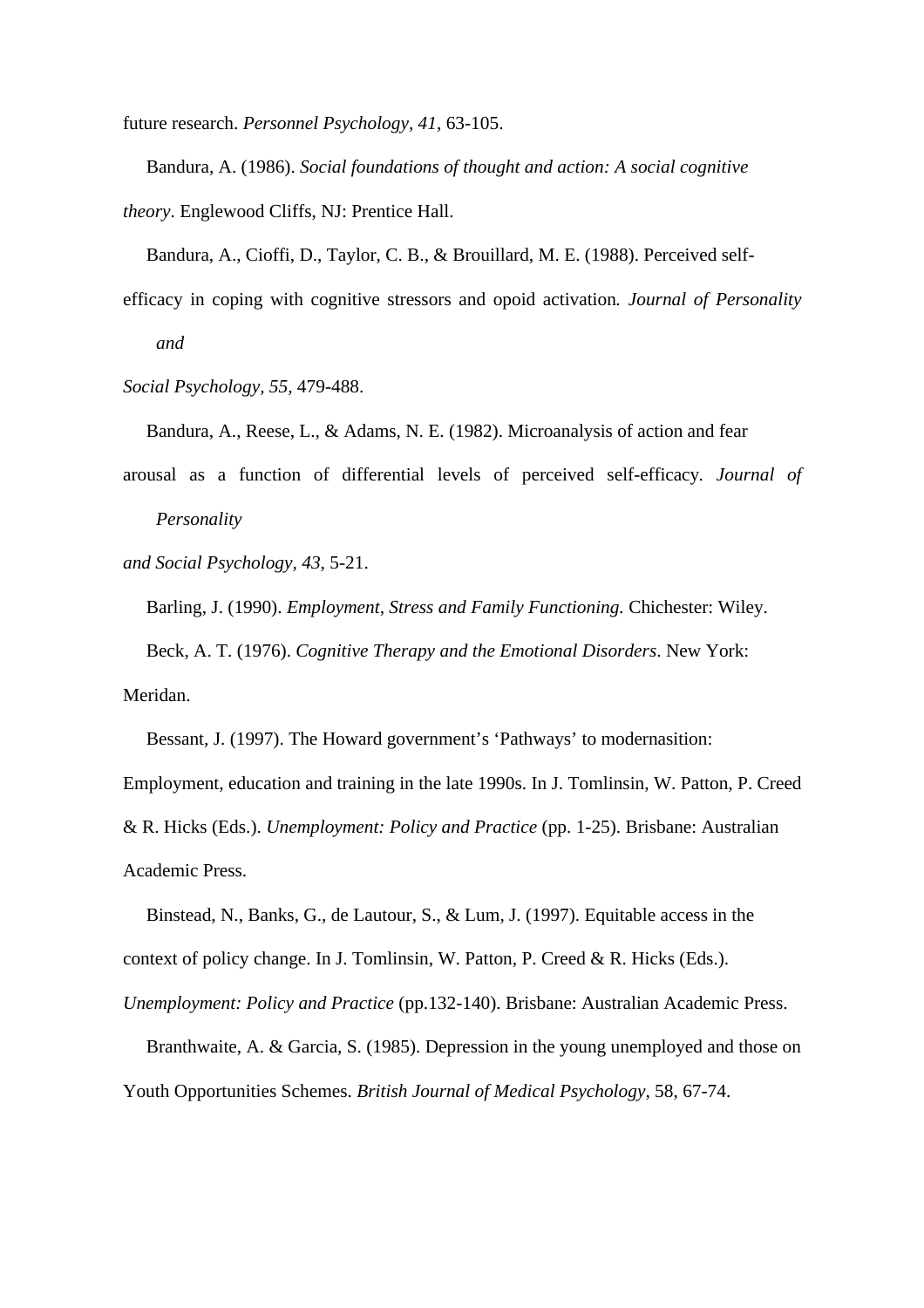future research. *Personnel Psychology, 41*, 63-105.

Bandura, A. (1986). *Social foundations of thought and action: A social cognitive theory*. Englewood Cliffs, NJ: Prentice Hall.

Bandura, A., Cioffi, D., Taylor, C. B., & Brouillard, M. E. (1988). Perceived self-efficacy in coping with cognitive stressors and opoid activation*. Journal of Personality and Social Psychology, 55*, 479-488.

Bandura, A., Reese, L., & Adams, N. E. (1982). Microanalysis of action and fear arousal as a function of differential levels of perceived self-efficacy. *Journal of Personality and Social Psychology, 43*, 5-21.

Barling, J. (1990). *Employment, Stress and Family Functioning.* Chichester: Wiley.

Beck, A. T. (1976). *Cognitive Therapy and the Emotional Disorders*. New York: Meridan.

Bessant, J. (1997). The Howard government's 'Pathways' to modernasition: Employment, education and training in the late 1990s. In J. Tomlinsin, W. Patton, P. Creed & R. Hicks (Eds.). *Unemployment: Policy and Practice* (pp. 1-25). Brisbane: Australian Academic Press.

Binstead, N., Banks, G., de Lautour, S., & Lum, J. (1997). Equitable access in the context of policy change. In J. Tomlinsin, W. Patton, P. Creed & R. Hicks (Eds.). *Unemployment: Policy and Practice* (pp.132-140). Brisbane: Australian Academic Press.

Branthwaite, A. & Garcia, S. (1985). Depression in the young unemployed and those on Youth Opportunities Schemes. *British Journal of Medical Psychology*, 58, 67-74.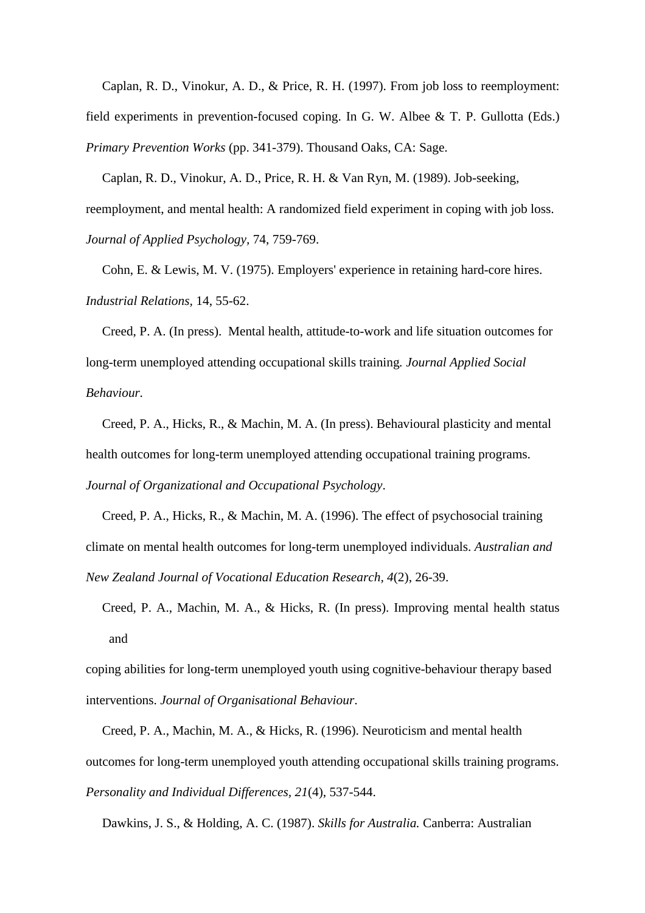Caplan, R. D., Vinokur, A. D., & Price, R. H. (1997). From job loss to reemployment: field experiments in prevention-focused coping. In G. W. Albee & T. P. Gullotta (Eds.) *Primary Prevention Works* (pp. 341-379). Thousand Oaks, CA: Sage.

Caplan, R. D., Vinokur, A. D., Price, R. H. & Van Ryn, M. (1989). Job-seeking, reemployment, and mental health: A randomized field experiment in coping with job loss. *Journal of Applied Psychology*, 74, 759-769.

Cohn, E. & Lewis, M. V. (1975). Employers' experience in retaining hard-core hires. *Industrial Relations*, 14, 55-62.

Creed, P. A. (In press). Mental health, attitude-to-work and life situation outcomes for long-term unemployed attending occupational skills training. *Journal Applied Social Behaviour*.

Creed, P. A., Hicks, R., & Machin, M. A. (In press). Behavioural plasticity and mental health outcomes for long-term unemployed attending occupational training programs. *Journal of Organizational and Occupational Psychology*.

Creed, P. A., Hicks, R., & Machin, M. A. (1996). The effect of psychosocial training climate on mental health outcomes for long-term unemployed individuals. *Australian and New Zealand Journal of Vocational Education Research*, *4*(2), 26-39.

Creed, P. A., Machin, M. A., & Hicks, R. (In press). Improving mental health status and coping abilities for long-term unemployed youth using cognitive-behaviour therapy based interventions. *Journal of Organisational Behaviour*.

Creed, P. A., Machin, M. A., & Hicks, R. (1996). Neuroticism and mental health outcomes for long-term unemployed youth attending occupational skills training programs. *Personality and Individual Differences*, *21*(4), 537-544.

Dawkins, J. S., & Holding, A. C. (1987). *Skills for Australia.* Canberra: Australian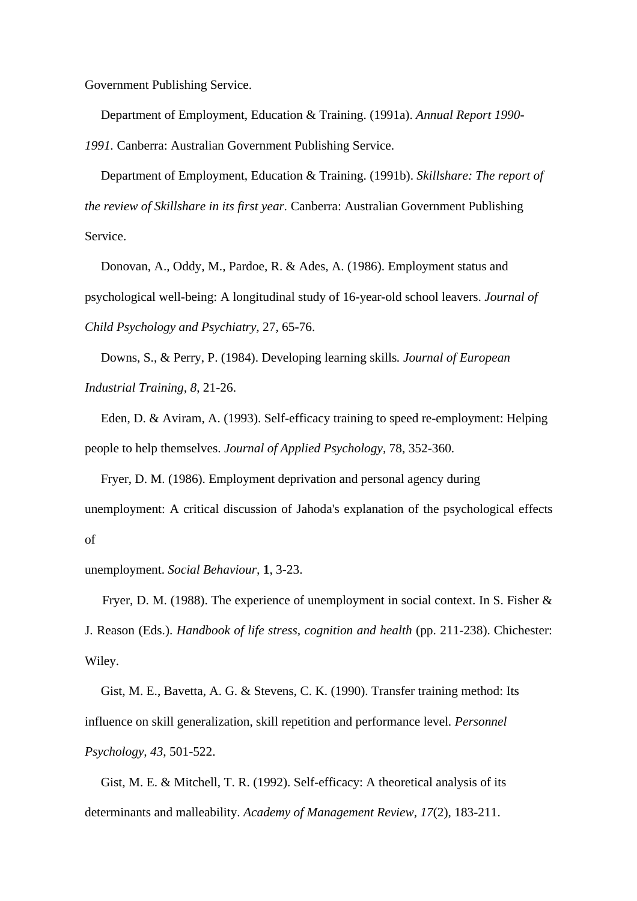Government Publishing Service.

Department of Employment, Education & Training. (1991a). *Annual Report 1990-1991.* Canberra: Australian Government Publishing Service.

Department of Employment, Education & Training. (1991b). *Skillshare: The report of the review of Skillshare in its first year.* Canberra: Australian Government Publishing Service.

Donovan, A., Oddy, M., Pardoe, R. & Ades, A. (1986). Employment status and psychological well-being: A longitudinal study of 16-year-old school leavers. *Journal of Child Psychology and Psychiatry*, 27, 65-76.

Downs, S., & Perry, P. (1984). Developing learning skills*. Journal of European Industrial Training, 8*, 21-26.

Eden, D. & Aviram, A. (1993). Self-efficacy training to speed re-employment: Helping people to help themselves. *Journal of Applied Psychology,* 78, 352-360.

Fryer, D. M. (1986). Employment deprivation and personal agency during unemployment: A critical discussion of Jahoda's explanation of the psychological effects of unemployment. *Social Behaviour,* **1**, 3-23.

Fryer, D. M. (1988). The experience of unemployment in social context. In S. Fisher & J. Reason (Eds.). *Handbook of life stress, cognition and health* (pp. 211-238). Chichester: Wiley.

Gist, M. E., Bavetta, A. G. & Stevens, C. K. (1990). Transfer training method: Its influence on skill generalization, skill repetition and performance level*. Personnel Psychology, 43*, 501-522.

Gist, M. E. & Mitchell, T. R. (1992). Self-efficacy: A theoretical analysis of its determinants and malleability. *Academy of Management Review, 17*(2), 183-211.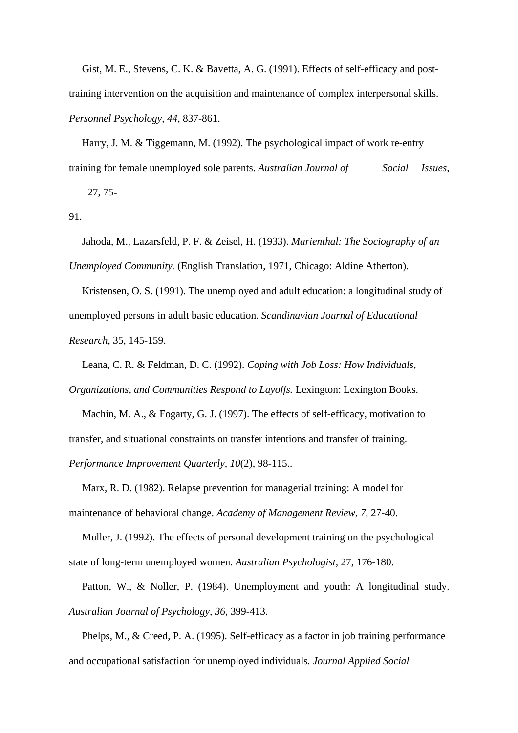Gist, M. E., Stevens, C. K. & Bavetta, A. G. (1991). Effects of self-efficacy and post-training intervention on the acquisition and maintenance of complex interpersonal skills. *Personnel Psychology, 44*, 837-861.

Harry, J. M. & Tiggemann, M. (1992). The psychological impact of work re-entry training for female unemployed sole parents. *Australian Journal of Social Issues,* 27, 75-91.

Jahoda, M., Lazarsfeld, P. F. & Zeisel, H. (1933). *Marienthal: The Sociography of an Unemployed Community.* (English Translation, 1971, Chicago: Aldine Atherton).

Kristensen, O. S. (1991). The unemployed and adult education: a longitudinal study of unemployed persons in adult basic education. *Scandinavian Journal of Educational Research,* 35, 145-159.

Leana, C. R. & Feldman, D. C. (1992). *Coping with Job Loss: How Individuals, Organizations, and Communities Respond to Layoffs.* Lexington: Lexington Books.

Machin, M. A., & Fogarty, G. J. (1997). The effects of self-efficacy, motivation to transfer, and situational constraints on transfer intentions and transfer of training. *Performance Improvement Quarterly, 10*(2), 98-115..

Marx, R. D. (1982). Relapse prevention for managerial training: A model for maintenance of behavioral change. *Academy of Management Review, 7*, 27-40.

Muller, J. (1992). The effects of personal development training on the psychological state of long-term unemployed women. *Australian Psychologist,* 27, 176-180.

Patton, W., & Noller, P. (1984). Unemployment and youth: A longitudinal study. *Australian Journal of Psychology, 36,* 399-413.

Phelps, M., & Creed, P. A. (1995). Self-efficacy as a factor in job training performance and occupational satisfaction for unemployed individuals. *Journal Applied Social*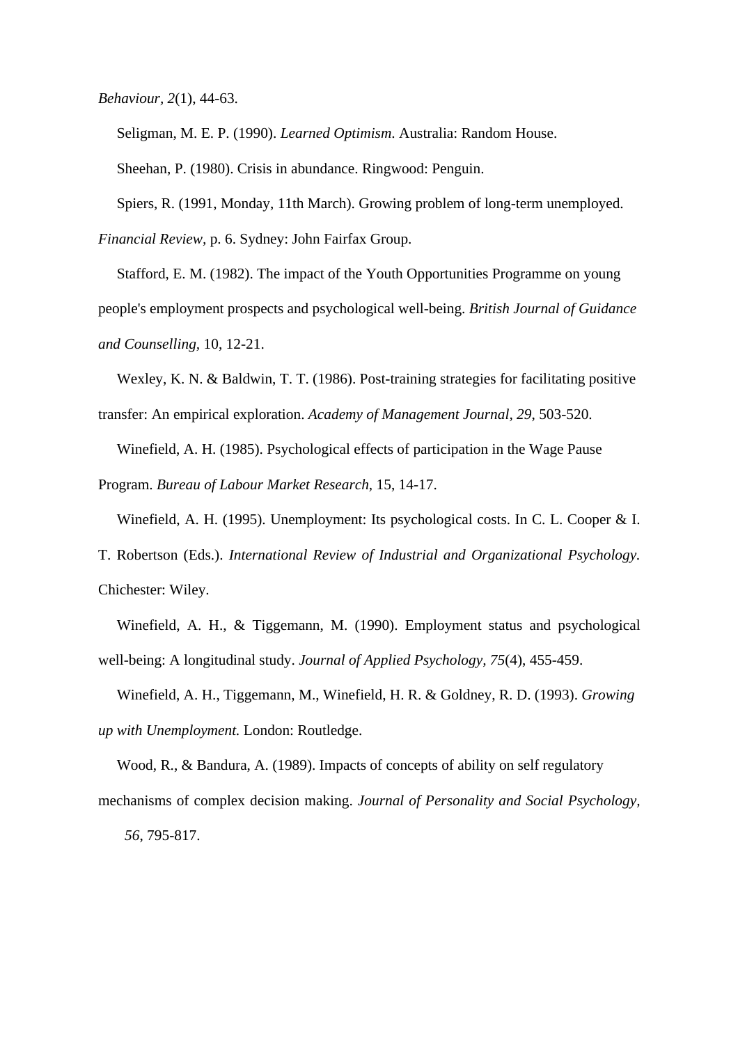*Behaviour, 2*(1), 44-63.

Seligman, M. E. P. (1990). *Learned Optimism*. Australia: Random House.

Sheehan, P. (1980). Crisis in abundance. Ringwood: Penguin.

Spiers, R. (1991, Monday, 11th March). Growing problem of long-term unemployed. *Financial Review,* p. 6. Sydney: John Fairfax Group.

Stafford, E. M. (1982). The impact of the Youth Opportunities Programme on young people's employment prospects and psychological well-being. *British Journal of Guidance and Counselling*, 10, 12-21.

Wexley, K. N. & Baldwin, T. T. (1986). Post-training strategies for facilitating positive transfer: An empirical exploration. *Academy of Management Journal, 29*, 503-520.

Winefield, A. H. (1985). Psychological effects of participation in the Wage Pause Program. *Bureau of Labour Market Research*, 15, 14-17.

Winefield, A. H. (1995). Unemployment: Its psychological costs. In C. L. Cooper & I. T. Robertson (Eds.). *International Review of Industrial and Organizational Psychology.* Chichester: Wiley.

Winefield, A. H., & Tiggemann, M. (1990). Employment status and psychological well-being: A longitudinal study. *Journal of Applied Psychology, 75*(4), 455-459.

Winefield, A. H., Tiggemann, M., Winefield, H. R. & Goldney, R. D. (1993). *Growing up with Unemployment.* London: Routledge.

Wood, R., & Bandura, A. (1989). Impacts of concepts of ability on self regulatory mechanisms of complex decision making. *Journal of Personality and Social Psychology, 56*, 795-817.